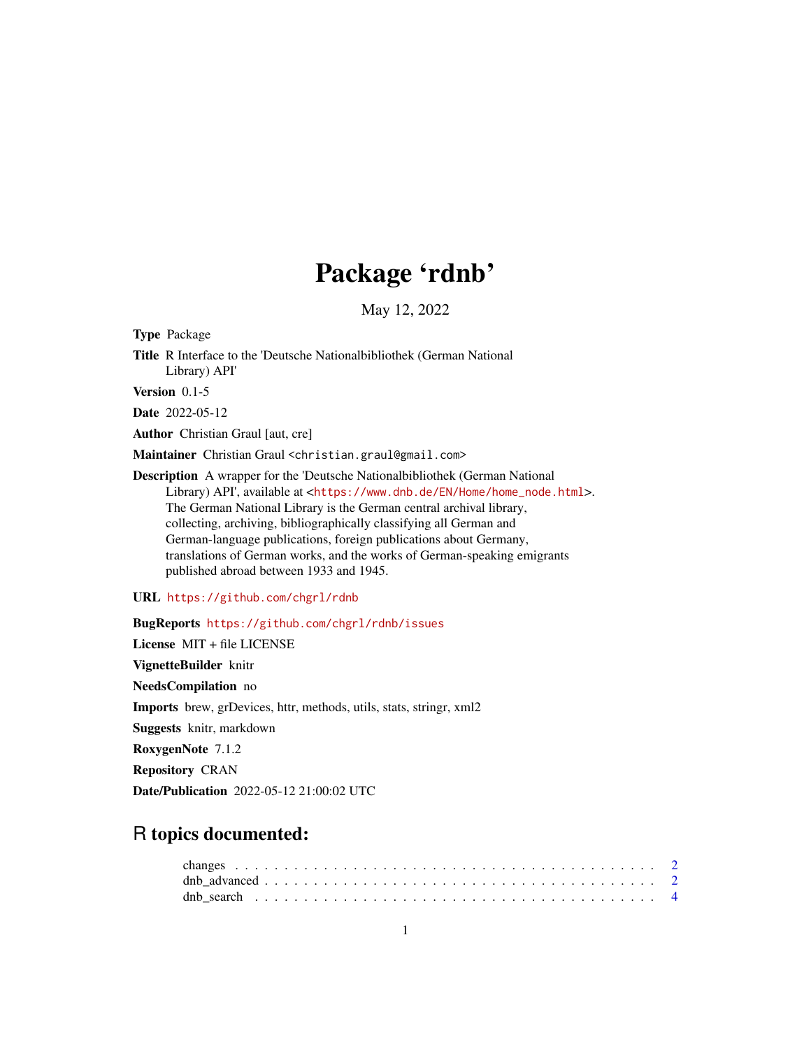# Package 'rdnb'

May 12, 2022

**Type** Package

**Title** R Interface to the 'Deutsche Nationalbibliothek (German National Library) API'

**Version** 0.1-5

**Date** 2022-05-12

**Author** Christian Graul [aut, cre]

**Maintainer** Christian Graul <christian.graul@gmail.com>

**Description** A wrapper for the 'Deutsche Nationalbibliothek (German National Library) API', available at <https://www.dnb.de/EN/Home/home_node.html>. The German National Library is the German central archival library, collecting, archiving, bibliographically classifying all German and German-language publications, foreign publications about Germany, translations of German works, and the works of German-speaking emigrants published abroad between 1933 and 1945.

**URL** https://github.com/chgrl/rdnb

**BugReports** https://github.com/chgrl/rdnb/issues

**License** MIT + file LICENSE

**VignetteBuilder** knitr

**NeedsCompilation** no

**Imports** brew, grDevices, httr, methods, utils, stats, stringr, xml2

**Suggests** knitr, markdown

**RoxygenNote** 7.1.2

**Repository** CRAN

**Date/Publication** 2022-05-12 21:00:02 UTC

## R topics documented:

changes . . . . . . . . . . . . . . . . . . . . . . . . . . . . . . . . . . . . . . . . . . 2
dnb_advanced . . . . . . . . . . . . . . . . . . . . . . . . . . . . . . . . . . . . . . . 2
dnb_search . . . . . . . . . . . . . . . . . . . . . . . . . . . . . . . . . . . . . . . . 4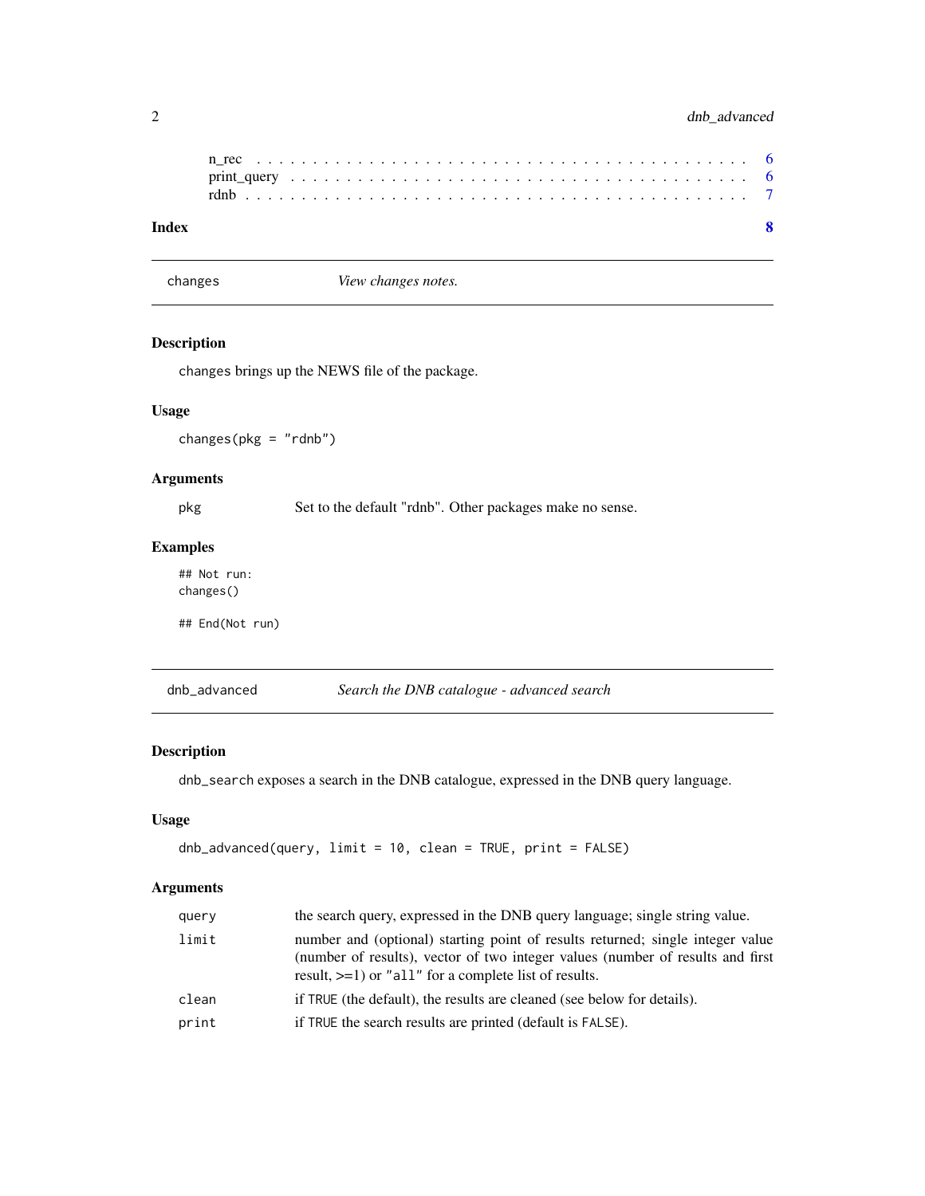n_rec . . . . . . . . . . . . . . . . . . . . . . . . . . . . . . . . . . . . . . . 6
print_query . . . . . . . . . . . . . . . . . . . . . . . . . . . . . . . . . . . . 6
rdnb . . . . . . . . . . . . . . . . . . . . . . . . . . . . . . . . . . . . . . . . 7

**Index** **8**

---

## changes — *View changes notes.*

### Description

changes brings up the NEWS file of the package.

### Usage

```
changes(pkg = "rdnb")
```

### Arguments

| | |
|---|---|
| pkg | Set to the default "rdnb". Other packages make no sense. |

### Examples

```
## Not run:
changes()

## End(Not run)
```

---

## dnb_advanced — *Search the DNB catalogue - advanced search*

### Description

dnb_search exposes a search in the DNB catalogue, expressed in the DNB query language.

### Usage

```
dnb_advanced(query, limit = 10, clean = TRUE, print = FALSE)
```

### Arguments

| | |
|---|---|
| query | the search query, expressed in the DNB query language; single string value. |
| limit | number and (optional) starting point of results returned; single integer value (number of results), vector of two integer values (number of results and first result, >=1) or "all" for a complete list of results. |
| clean | if TRUE (the default), the results are cleaned (see below for details). |
| print | if TRUE the search results are printed (default is FALSE). |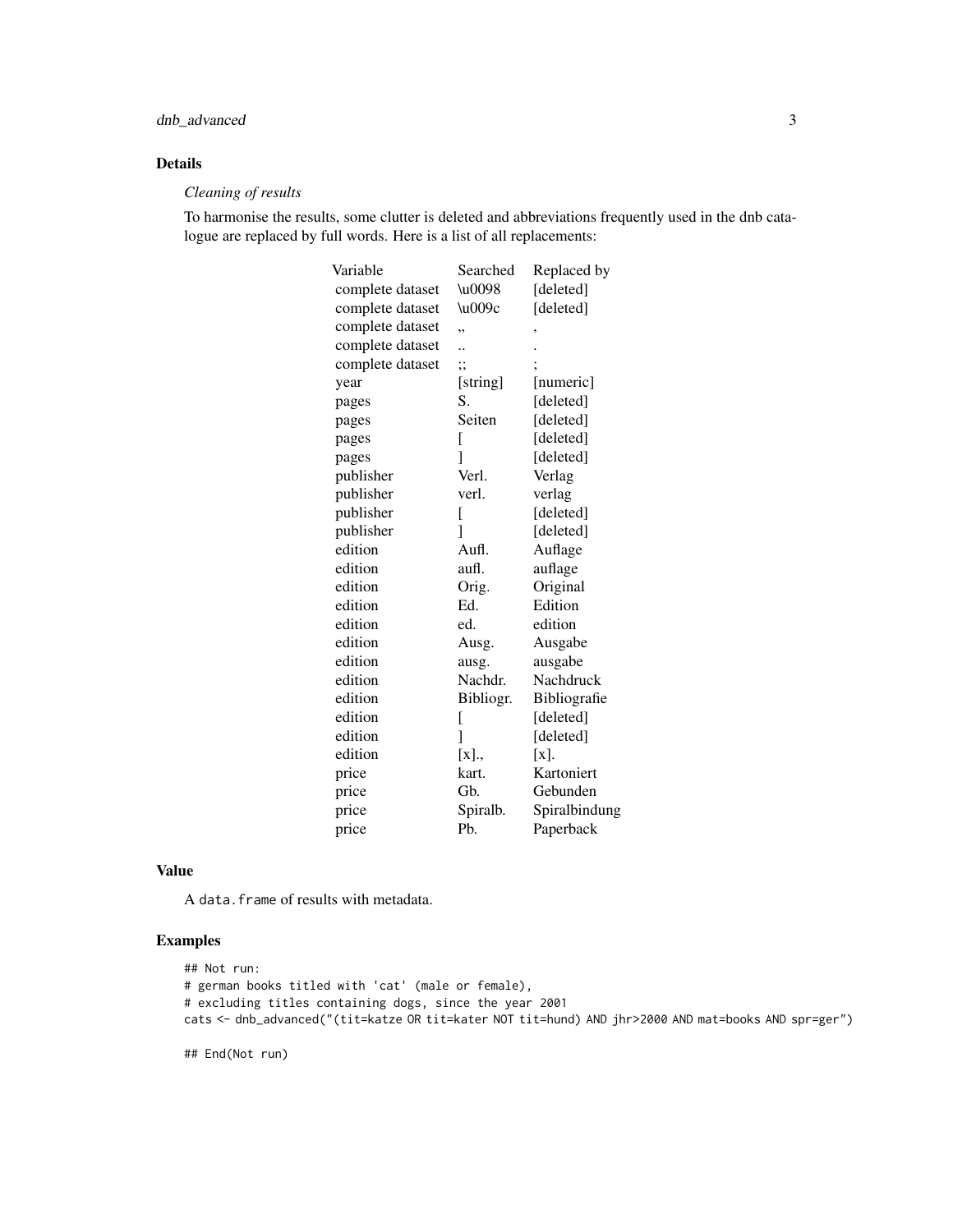## Details

*Cleaning of results*

To harmonise the results, some clutter is deleted and abbreviations frequently used in the dnb catalogue are replaced by full words. Here is a list of all replacements:

| Variable | Searched | Replaced by |
|---|---|---|
| complete dataset | \u0098 | [deleted] |
| complete dataset | \u009c | [deleted] |
| complete dataset | ,, | , |
| complete dataset | .. | . |
| complete dataset | ;; | ; |
| year | [string] | [numeric] |
| pages | S. | [deleted] |
| pages | Seiten | [deleted] |
| pages | [ | [deleted] |
| pages | ] | [deleted] |
| publisher | Verl. | Verlag |
| publisher | verl. | verlag |
| publisher | [ | [deleted] |
| publisher | ] | [deleted] |
| edition | Aufl. | Auflage |
| edition | aufl. | auflage |
| edition | Orig. | Original |
| edition | Ed. | Edition |
| edition | ed. | edition |
| edition | Ausg. | Ausgabe |
| edition | ausg. | ausgabe |
| edition | Nachdr. | Nachdruck |
| edition | Bibliogr. | Bibliografie |
| edition | [ | [deleted] |
| edition | ] | [deleted] |
| edition | [x]., | [x]. |
| price | kart. | Kartoniert |
| price | Gb. | Gebunden |
| price | Spiralb. | Spiralbindung |
| price | Pb. | Paperback |

## Value

A data.frame of results with metadata.

## Examples

```
## Not run:
# german books titled with 'cat' (male or female),
# excluding titles containing dogs, since the year 2001
cats <- dnb_advanced("(tit=katze OR tit=kater NOT tit=hund) AND jhr>2000 AND mat=books AND spr=ger")

## End(Not run)
```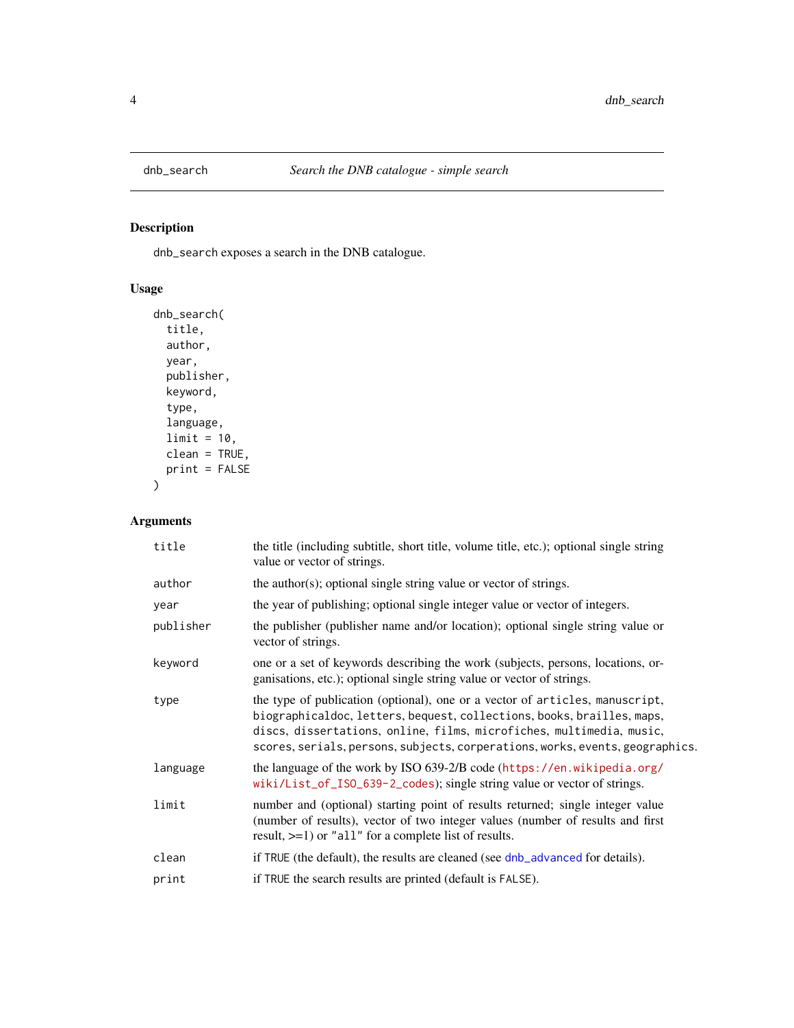# dnb_search — *Search the DNB catalogue - simple search*

## Description

dnb_search exposes a search in the DNB catalogue.

## Usage

```
dnb_search(
  title,
  author,
  year,
  publisher,
  keyword,
  type,
  language,
  limit = 10,
  clean = TRUE,
  print = FALSE
)
```

## Arguments

| Argument | Description |
|---|---|
| title | the title (including subtitle, short title, volume title, etc.); optional single string value or vector of strings. |
| author | the author(s); optional single string value or vector of strings. |
| year | the year of publishing; optional single integer value or vector of integers. |
| publisher | the publisher (publisher name and/or location); optional single string value or vector of strings. |
| keyword | one or a set of keywords describing the work (subjects, persons, locations, organisations, etc.); optional single string value or vector of strings. |
| type | the type of publication (optional), one or a vector of `articles`, `manuscript`, `biographicaldoc`, `letters`, `bequest`, `collections`, `books`, `brailles`, `maps`, `discs`, `dissertations`, `online`, `films`, `microfiches`, `multimedia`, `music`, `scores`, `serials`, `persons`, `subjects`, `corperations`, `works`, `events`, `geographics`. |
| language | the language of the work by ISO 639-2/B code (https://en.wikipedia.org/wiki/List_of_ISO_639-2_codes); single string value or vector of strings. |
| limit | number and (optional) starting point of results returned; single integer value (number of results), vector of two integer values (number of results and first result, >=1) or "all" for a complete list of results. |
| clean | if `TRUE` (the default), the results are cleaned (see `dnb_advanced` for details). |
| print | if `TRUE` the search results are printed (default is `FALSE`). |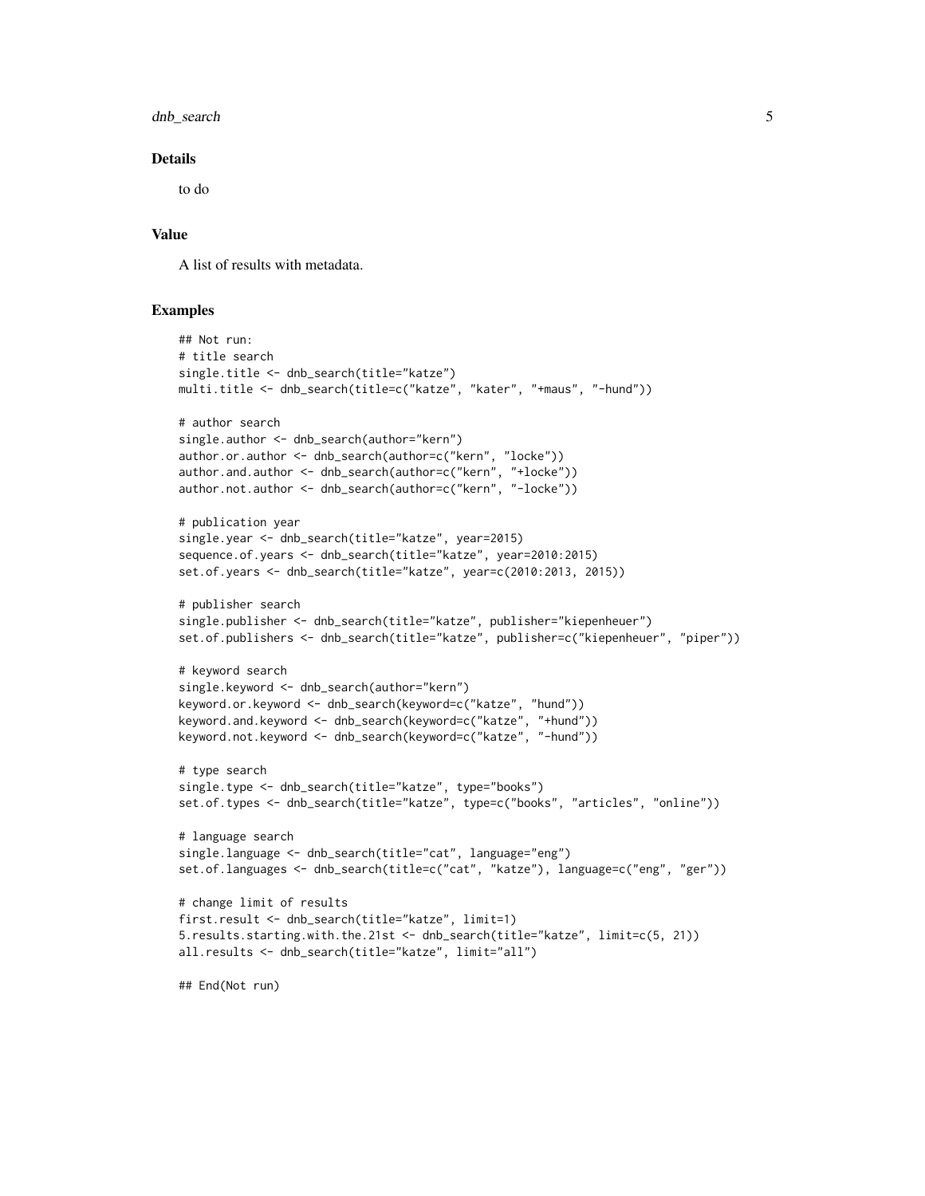### Details

to do

### Value

A list of results with metadata.

### Examples

```
## Not run:
# title search
single.title <- dnb_search(title="katze")
multi.title <- dnb_search(title=c("katze", "kater", "+maus", "-hund"))

# author search
single.author <- dnb_search(author="kern")
author.or.author <- dnb_search(author=c("kern", "locke"))
author.and.author <- dnb_search(author=c("kern", "+locke"))
author.not.author <- dnb_search(author=c("kern", "-locke"))

# publication year
single.year <- dnb_search(title="katze", year=2015)
sequence.of.years <- dnb_search(title="katze", year=2010:2015)
set.of.years <- dnb_search(title="katze", year=c(2010:2013, 2015))

# publisher search
single.publisher <- dnb_search(title="katze", publisher="kiepenheuer")
set.of.publishers <- dnb_search(title="katze", publisher=c("kiepenheuer", "piper"))

# keyword search
single.keyword <- dnb_search(author="kern")
keyword.or.keyword <- dnb_search(keyword=c("katze", "hund"))
keyword.and.keyword <- dnb_search(keyword=c("katze", "+hund"))
keyword.not.keyword <- dnb_search(keyword=c("katze", "-hund"))

# type search
single.type <- dnb_search(title="katze", type="books")
set.of.types <- dnb_search(title="katze", type=c("books", "articles", "online"))

# language search
single.language <- dnb_search(title="cat", language="eng")
set.of.languages <- dnb_search(title=c("cat", "katze"), language=c("eng", "ger"))

# change limit of results
first.result <- dnb_search(title="katze", limit=1)
5.results.starting.with.the.21st <- dnb_search(title="katze", limit=c(5, 21))
all.results <- dnb_search(title="katze", limit="all")

## End(Not run)
```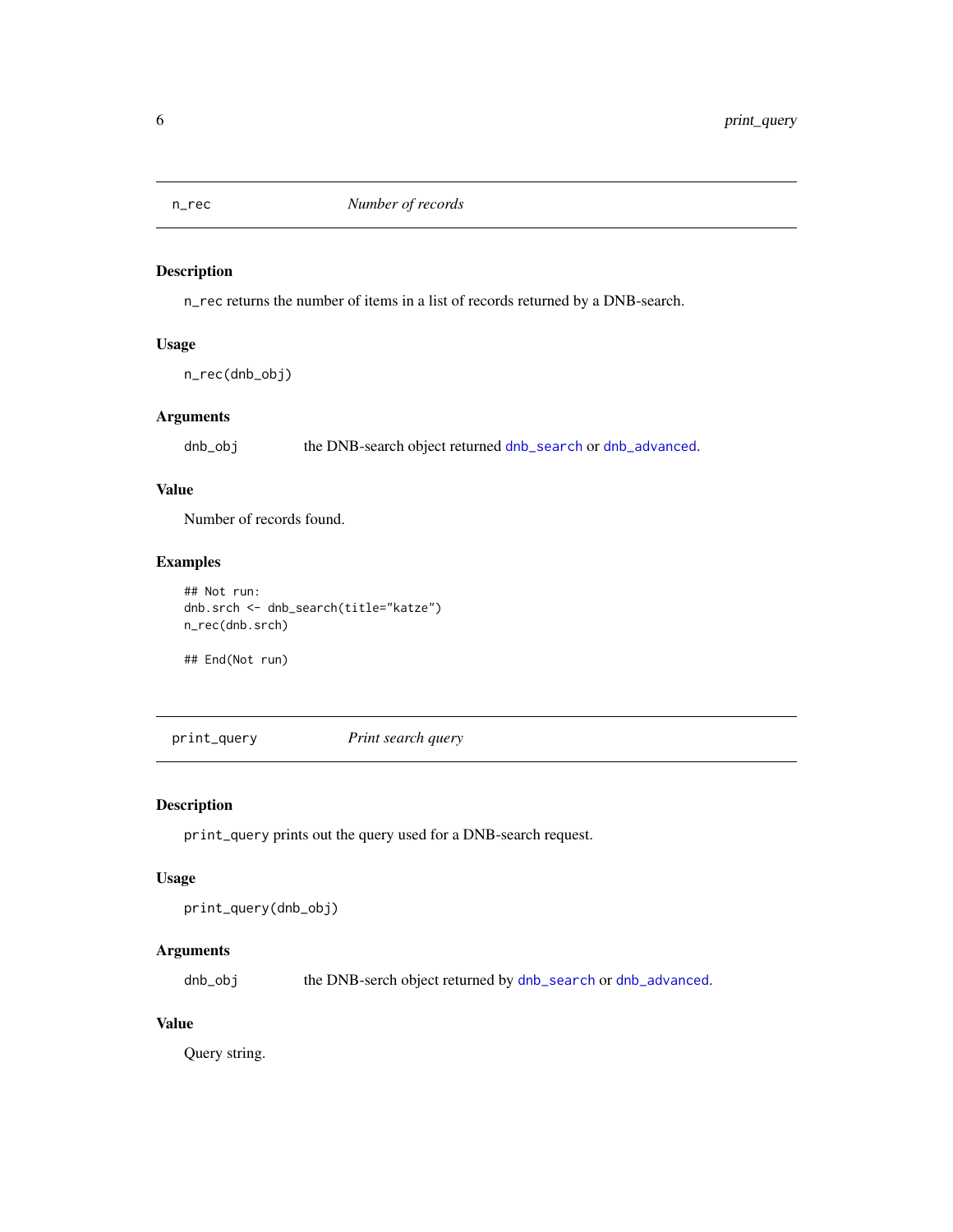## n_rec — *Number of records*

### Description

`n_rec` returns the number of items in a list of records returned by a DNB-search.

### Usage

```
n_rec(dnb_obj)
```

### Arguments

| | |
|---|---|
| `dnb_obj` | the DNB-search object returned `dnb_search` or `dnb_advanced`. |

### Value

Number of records found.

### Examples

```
## Not run:
dnb.srch <- dnb_search(title="katze")
n_rec(dnb.srch)

## End(Not run)
```

## print_query — *Print search query*

### Description

`print_query` prints out the query used for a DNB-search request.

### Usage

```
print_query(dnb_obj)
```

### Arguments

| | |
|---|---|
| `dnb_obj` | the DNB-serch object returned by `dnb_search` or `dnb_advanced`. |

### Value

Query string.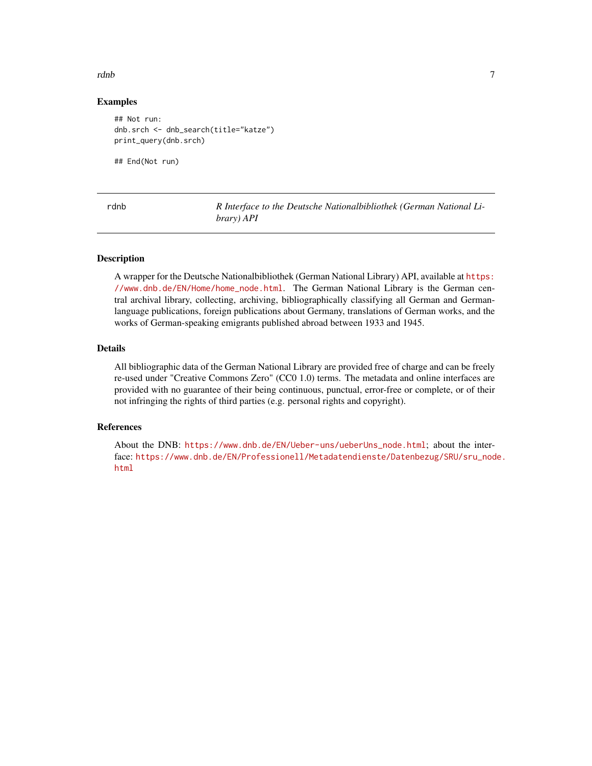## Examples

```
## Not run:
dnb.srch <- dnb_search(title="katze")
print_query(dnb.srch)

## End(Not run)
```

---

rdnb — *R Interface to the Deutsche Nationalbibliothek (German National Library) API*

---

## Description

A wrapper for the Deutsche Nationalbibliothek (German National Library) API, available at https://www.dnb.de/EN/Home/home_node.html. The German National Library is the German central archival library, collecting, archiving, bibliographically classifying all German and German-language publications, foreign publications about Germany, translations of German works, and the works of German-speaking emigrants published abroad between 1933 and 1945.

## Details

All bibliographic data of the German National Library are provided free of charge and can be freely re-used under "Creative Commons Zero" (CC0 1.0) terms. The metadata and online interfaces are provided with no guarantee of their being continuous, punctual, error-free or complete, or of their not infringing the rights of third parties (e.g. personal rights and copyright).

## References

About the DNB: https://www.dnb.de/EN/Ueber-uns/ueberUns_node.html; about the interface: https://www.dnb.de/EN/Professionell/Metadatendienste/Datenbezug/SRU/sru_node.html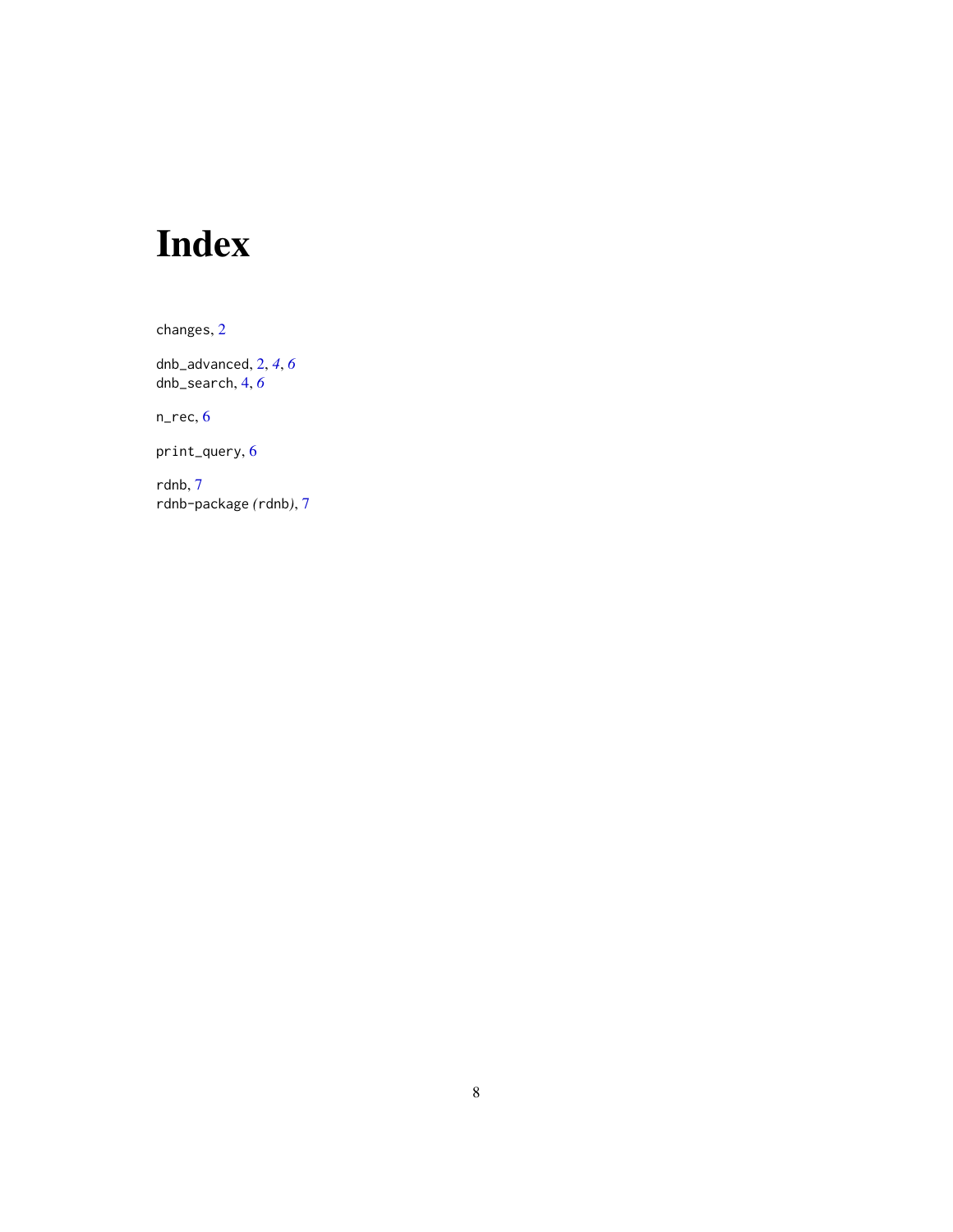# Index

changes, 2

dnb_advanced, 2, *4*, *6*
dnb_search, 4, *6*

n_rec, 6

print_query, 6

rdnb, 7
rdnb-package *(*rdnb*)*, 7